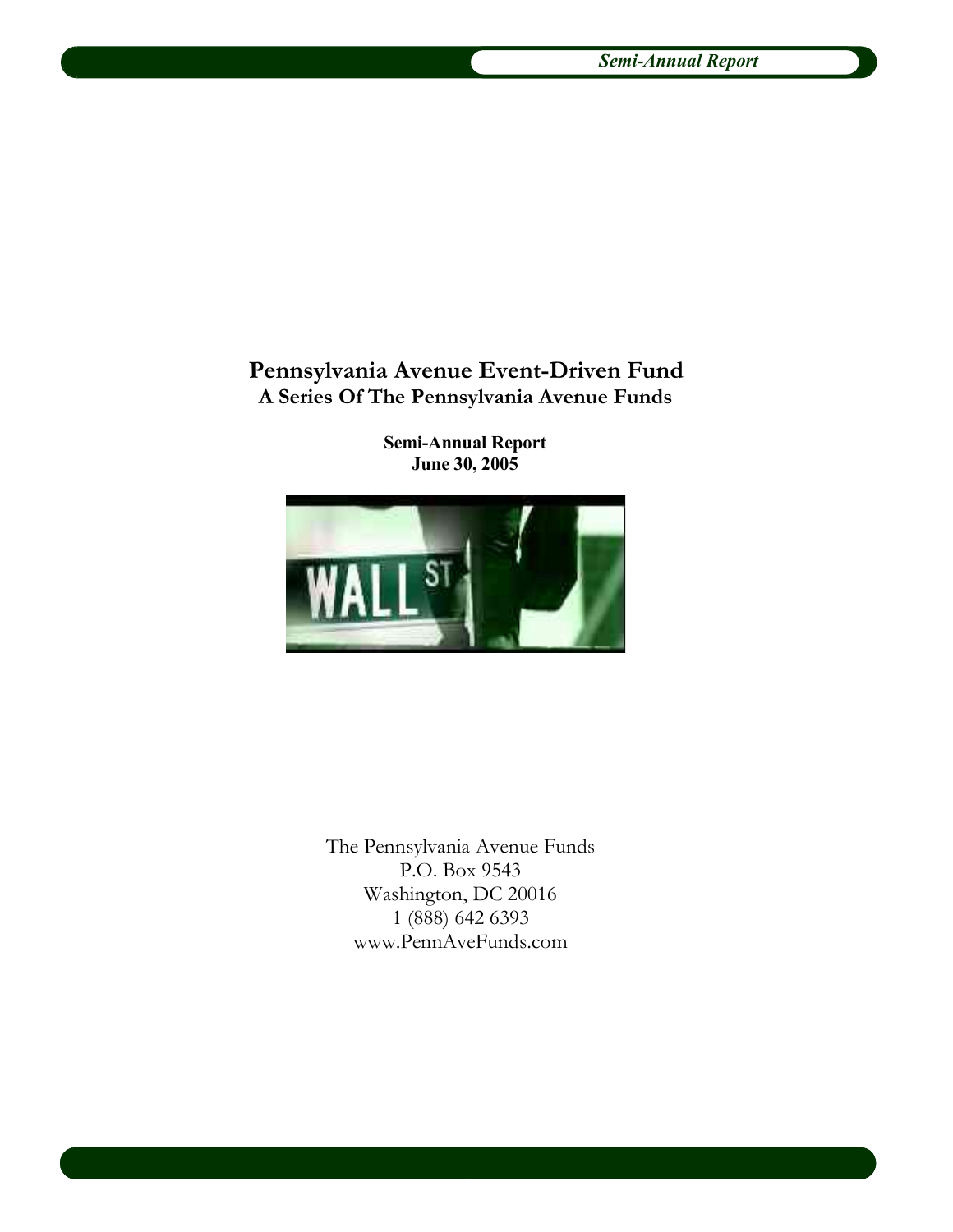# Pennsylvania Avenue Event-Driven Fund

## A Series Of The Pennsylvania Avenue Funds

**Semi-Annual Report**
**June 30, 2005**

The Pennsylvania Avenue Funds
P.O. Box 9543
Washington, DC 20016
1 (888) 642 6393
www.PennAveFunds.com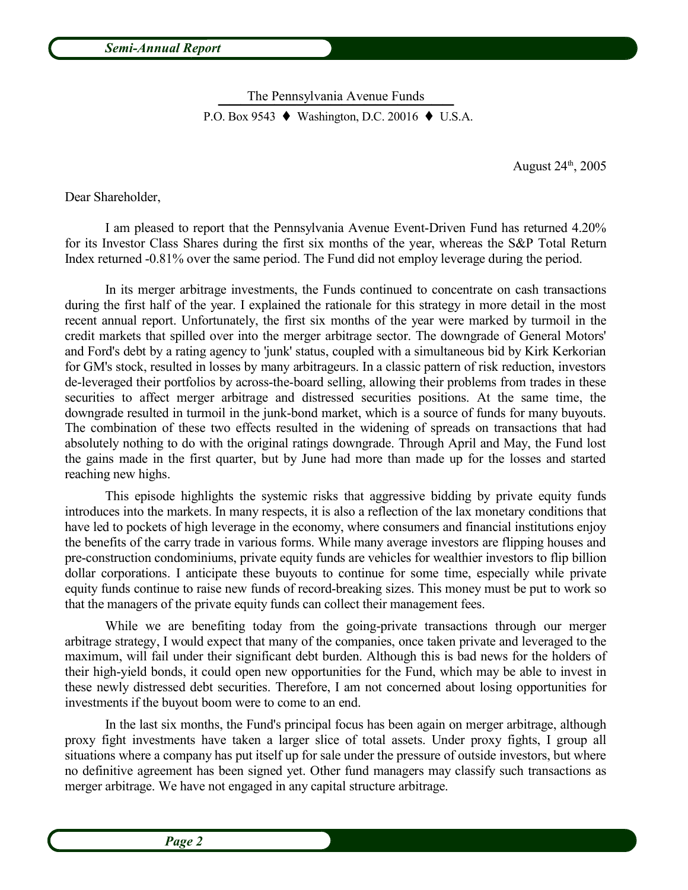The Pennsylvania Avenue Funds

P.O. Box 9543 ♦ Washington, D.C. 20016 ♦ U.S.A.

August 24th, 2005

Dear Shareholder,

I am pleased to report that the Pennsylvania Avenue Event-Driven Fund has returned 4.20% for its Investor Class Shares during the first six months of the year, whereas the S&P Total Return Index returned -0.81% over the same period. The Fund did not employ leverage during the period.

In its merger arbitrage investments, the Funds continued to concentrate on cash transactions during the first half of the year. I explained the rationale for this strategy in more detail in the most recent annual report. Unfortunately, the first six months of the year were marked by turmoil in the credit markets that spilled over into the merger arbitrage sector. The downgrade of General Motors' and Ford's debt by a rating agency to 'junk' status, coupled with a simultaneous bid by Kirk Kerkorian for GM's stock, resulted in losses by many arbitrageurs. In a classic pattern of risk reduction, investors de-leveraged their portfolios by across-the-board selling, allowing their problems from trades in these securities to affect merger arbitrage and distressed securities positions. At the same time, the downgrade resulted in turmoil in the junk-bond market, which is a source of funds for many buyouts. The combination of these two effects resulted in the widening of spreads on transactions that had absolutely nothing to do with the original ratings downgrade. Through April and May, the Fund lost the gains made in the first quarter, but by June had more than made up for the losses and started reaching new highs.

This episode highlights the systemic risks that aggressive bidding by private equity funds introduces into the markets. In many respects, it is also a reflection of the lax monetary conditions that have led to pockets of high leverage in the economy, where consumers and financial institutions enjoy the benefits of the carry trade in various forms. While many average investors are flipping houses and pre-construction condominiums, private equity funds are vehicles for wealthier investors to flip billion dollar corporations. I anticipate these buyouts to continue for some time, especially while private equity funds continue to raise new funds of record-breaking sizes. This money must be put to work so that the managers of the private equity funds can collect their management fees.

While we are benefiting today from the going-private transactions through our merger arbitrage strategy, I would expect that many of the companies, once taken private and leveraged to the maximum, will fail under their significant debt burden. Although this is bad news for the holders of their high-yield bonds, it could open new opportunities for the Fund, which may be able to invest in these newly distressed debt securities. Therefore, I am not concerned about losing opportunities for investments if the buyout boom were to come to an end.

In the last six months, the Fund's principal focus has been again on merger arbitrage, although proxy fight investments have taken a larger slice of total assets. Under proxy fights, I group all situations where a company has put itself up for sale under the pressure of outside investors, but where no definitive agreement has been signed yet. Other fund managers may classify such transactions as merger arbitrage. We have not engaged in any capital structure arbitrage.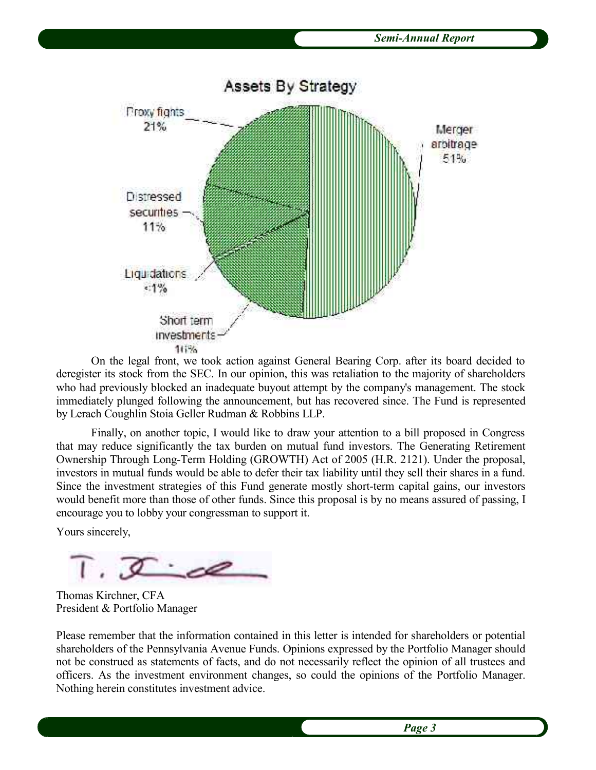Assets By Strategy

Proxy fights 21%

Merger arbitrage 51%

Distressed securities 11%

Liquidations <1%

Short term investments 16%

On the legal front, we took action against General Bearing Corp. after its board decided to deregister its stock from the SEC. In our opinion, this was retaliation to the majority of shareholders who had previously blocked an inadequate buyout attempt by the company's management. The stock immediately plunged following the announcement, but has recovered since. The Fund is represented by Lerach Coughlin Stoia Geller Rudman & Robbins LLP.

Finally, on another topic, I would like to draw your attention to a bill proposed in Congress that may reduce significantly the tax burden on mutual fund investors. The Generating Retirement Ownership Through Long-Term Holding (GROWTH) Act of 2005 (H.R. 2121). Under the proposal, investors in mutual funds would be able to defer their tax liability until they sell their shares in a fund. Since the investment strategies of this Fund generate mostly short-term capital gains, our investors would benefit more than those of other funds. Since this proposal is by no means assured of passing, I encourage you to lobby your congressman to support it.

Yours sincerely,

Thomas Kirchner, CFA
President & Portfolio Manager

Please remember that the information contained in this letter is intended for shareholders or potential shareholders of the Pennsylvania Avenue Funds. Opinions expressed by the Portfolio Manager should not be construed as statements of facts, and do not necessarily reflect the opinion of all trustees and officers. As the investment environment changes, so could the opinions of the Portfolio Manager. Nothing herein constitutes investment advice.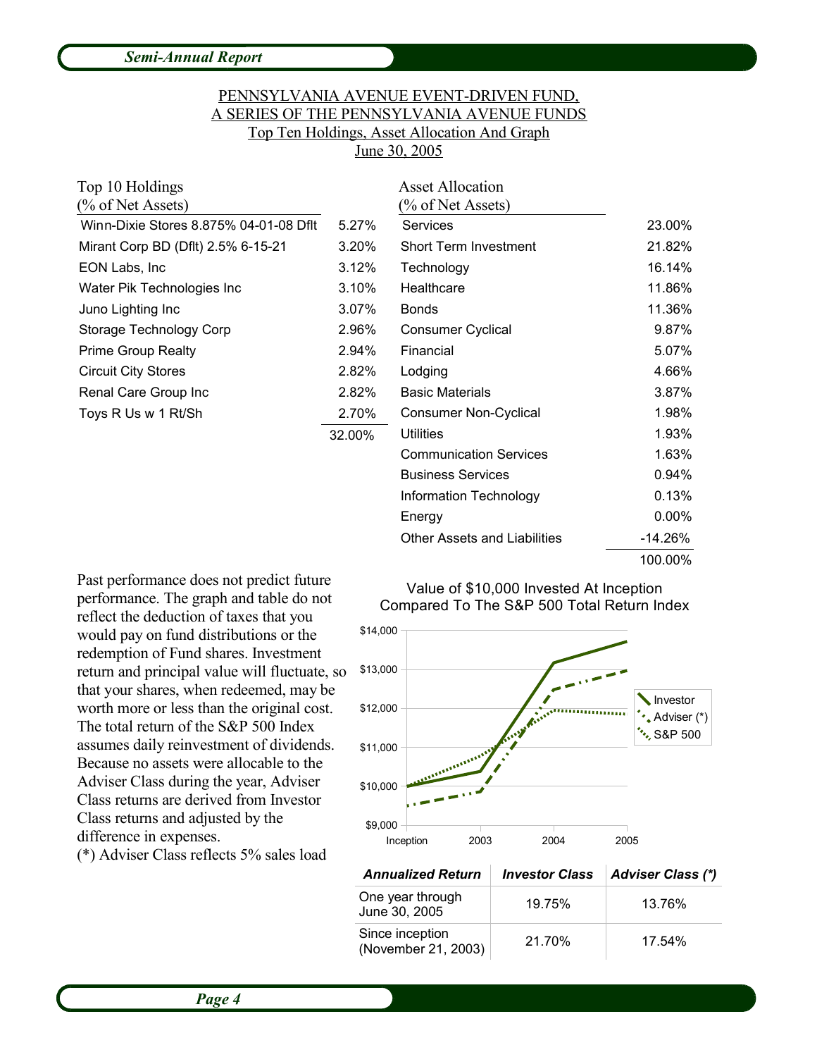# PENNSYLVANIA AVENUE EVENT-DRIVEN FUND, A SERIES OF THE PENNSYLVANIA AVENUE FUNDS

## Top Ten Holdings, Asset Allocation And Graph

### June 30, 2005

| Top 10 Holdings (% of Net Assets) | |
|---|---|
| Winn-Dixie Stores 8.875% 04-01-08 Dflt | 5.27% |
| Mirant Corp BD (Dflt) 2.5% 6-15-21 | 3.20% |
| EON Labs, Inc | 3.12% |
| Water Pik Technologies Inc | 3.10% |
| Juno Lighting Inc | 3.07% |
| Storage Technology Corp | 2.96% |
| Prime Group Realty | 2.94% |
| Circuit City Stores | 2.82% |
| Renal Care Group Inc | 2.82% |
| Toys R Us w 1 Rt/Sh | 2.70% |
| | 32.00% |

| Asset Allocation (% of Net Assets) | |
|---|---|
| Services | 23.00% |
| Short Term Investment | 21.82% |
| Technology | 16.14% |
| Healthcare | 11.86% |
| Bonds | 11.36% |
| Consumer Cyclical | 9.87% |
| Financial | 5.07% |
| Lodging | 4.66% |
| Basic Materials | 3.87% |
| Consumer Non-Cyclical | 1.98% |
| Utilities | 1.93% |
| Communication Services | 1.63% |
| Business Services | 0.94% |
| Information Technology | 0.13% |
| Energy | 0.00% |
| Other Assets and Liabilities | -14.26% |
| | 100.00% |

Past performance does not predict future performance. The graph and table do not reflect the deduction of taxes that you would pay on fund distributions or the redemption of Fund shares. Investment return and principal value will fluctuate, so that your shares, when redeemed, may be worth more or less than the original cost. The total return of the S&P 500 Index assumes daily reinvestment of dividends. Because no assets were allocable to the Adviser Class during the year, Adviser Class returns are derived from Investor Class returns and adjusted by the difference in expenses.

(*) Adviser Class reflects 5% sales load

**Value of $10,000 Invested At Inception Compared To The S&P 500 Total Return Index**

(Chart: Investor, Adviser (*), S&P 500; x-axis: Inception, 2003, 2004, 2005; y-axis: $9,000 – $14,000)

| *Annualized Return* | *Investor Class* | *Adviser Class (*)* |
|---|---|---|
| One year through June 30, 2005 | 19.75% | 13.76% |
| Since inception (November 21, 2003) | 21.70% | 17.54% |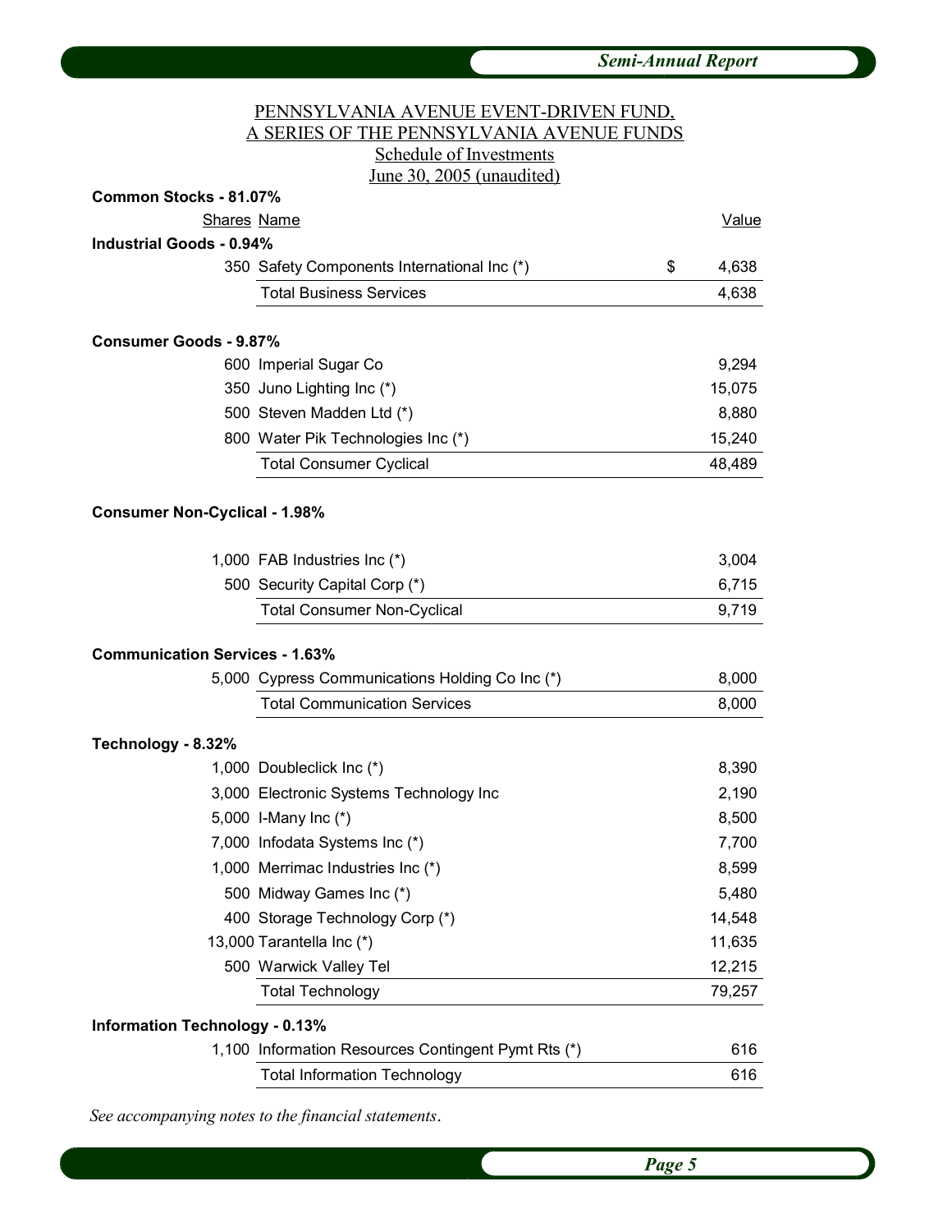PENNSYLVANIA AVENUE EVENT-DRIVEN FUND,
A SERIES OF THE PENNSYLVANIA AVENUE FUNDS
Schedule of Investments
June 30, 2005 (unaudited)

**Common Stocks - 81.07%**

| Shares | Name | | Value |
|---|---|---|---|
| **Industrial Goods - 0.94%** | | | |
| 350 | Safety Components International Inc (*) | $ | 4,638 |
| | Total Business Services | | 4,638 |
| **Consumer Goods - 9.87%** | | | |
| 600 | Imperial Sugar Co | | 9,294 |
| 350 | Juno Lighting Inc (*) | | 15,075 |
| 500 | Steven Madden Ltd (*) | | 8,880 |
| 800 | Water Pik Technologies Inc (*) | | 15,240 |
| | Total Consumer Cyclical | | 48,489 |
| **Consumer Non-Cyclical - 1.98%** | | | |
| 1,000 | FAB Industries Inc (*) | | 3,004 |
| 500 | Security Capital Corp (*) | | 6,715 |
| | Total Consumer Non-Cyclical | | 9,719 |
| **Communication Services - 1.63%** | | | |
| 5,000 | Cypress Communications Holding Co Inc (*) | | 8,000 |
| | Total Communication Services | | 8,000 |
| **Technology - 8.32%** | | | |
| 1,000 | Doubleclick Inc (*) | | 8,390 |
| 3,000 | Electronic Systems Technology Inc | | 2,190 |
| 5,000 | I-Many Inc (*) | | 8,500 |
| 7,000 | Infodata Systems Inc (*) | | 7,700 |
| 1,000 | Merrimac Industries Inc (*) | | 8,599 |
| 500 | Midway Games Inc (*) | | 5,480 |
| 400 | Storage Technology Corp (*) | | 14,548 |
| 13,000 | Tarantella Inc (*) | | 11,635 |
| 500 | Warwick Valley Tel | | 12,215 |
| | Total Technology | | 79,257 |
| **Information Technology - 0.13%** | | | |
| 1,100 | Information Resources Contingent Pymt Rts (*) | | 616 |
| | Total Information Technology | | 616 |

*See accompanying notes to the financial statements.*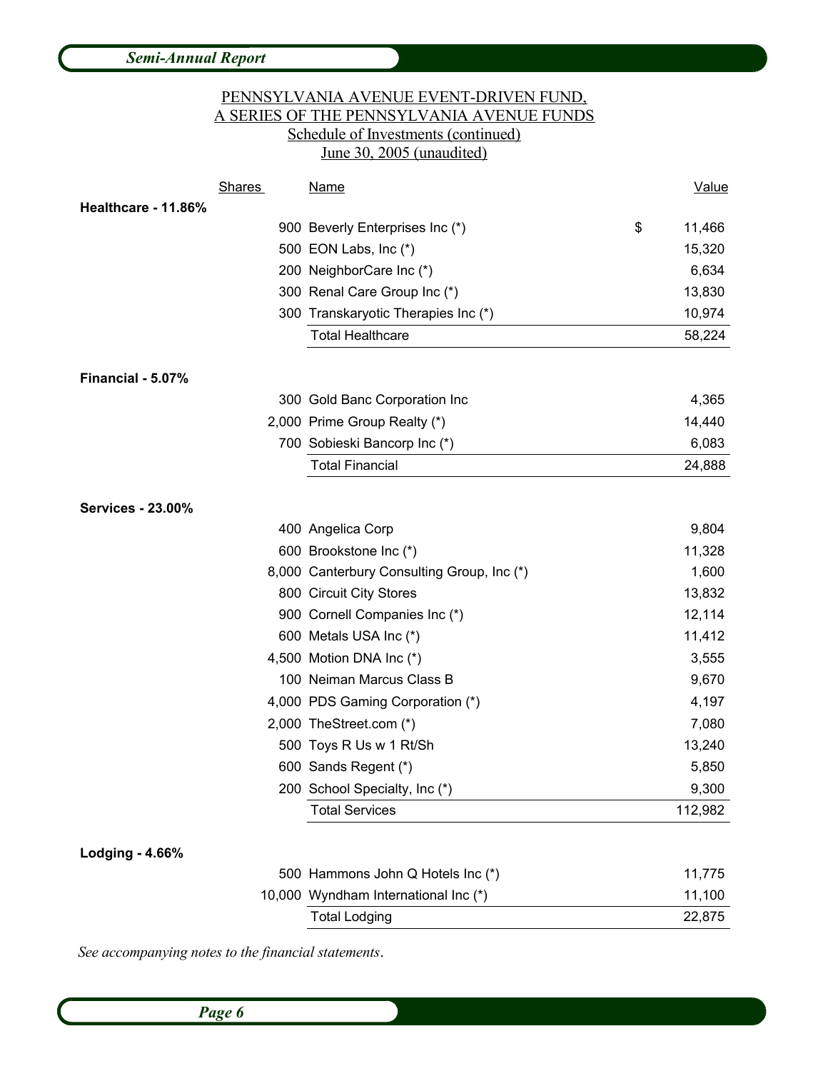PENNSYLVANIA AVENUE EVENT-DRIVEN FUND,
A SERIES OF THE PENNSYLVANIA AVENUE FUNDS
Schedule of Investments (continued)
June 30, 2005 (unaudited)

| | Shares | Name | Value |
|---|---|---|---|
| **Healthcare - 11.86%** | | | |
| | 900 | Beverly Enterprises Inc (*) | $ 11,466 |
| | 500 | EON Labs, Inc (*) | 15,320 |
| | 200 | NeighborCare Inc (*) | 6,634 |
| | 300 | Renal Care Group Inc (*) | 13,830 |
| | 300 | Transkaryotic Therapies Inc (*) | 10,974 |
| | | Total Healthcare | 58,224 |
| **Financial - 5.07%** | | | |
| | 300 | Gold Banc Corporation Inc | 4,365 |
| | 2,000 | Prime Group Realty (*) | 14,440 |
| | 700 | Sobieski Bancorp Inc (*) | 6,083 |
| | | Total Financial | 24,888 |
| **Services - 23.00%** | | | |
| | 400 | Angelica Corp | 9,804 |
| | 600 | Brookstone Inc (*) | 11,328 |
| | 8,000 | Canterbury Consulting Group, Inc (*) | 1,600 |
| | 800 | Circuit City Stores | 13,832 |
| | 900 | Cornell Companies Inc (*) | 12,114 |
| | 600 | Metals USA Inc (*) | 11,412 |
| | 4,500 | Motion DNA Inc (*) | 3,555 |
| | 100 | Neiman Marcus Class B | 9,670 |
| | 4,000 | PDS Gaming Corporation (*) | 4,197 |
| | 2,000 | TheStreet.com (*) | 7,080 |
| | 500 | Toys R Us w 1 Rt/Sh | 13,240 |
| | 600 | Sands Regent (*) | 5,850 |
| | 200 | School Specialty, Inc (*) | 9,300 |
| | | Total Services | 112,982 |
| **Lodging - 4.66%** | | | |
| | 500 | Hammons John Q Hotels Inc (*) | 11,775 |
| | 10,000 | Wyndham International Inc (*) | 11,100 |
| | | Total Lodging | 22,875 |

*See accompanying notes to the financial statements.*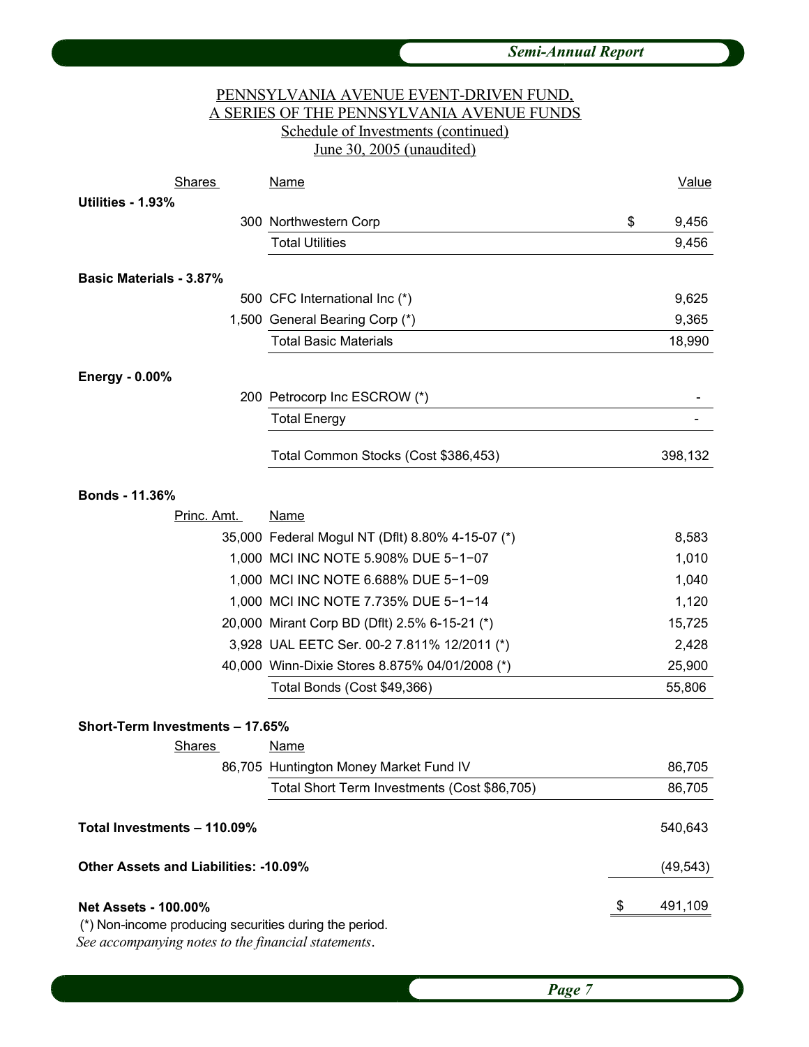PENNSYLVANIA AVENUE EVENT-DRIVEN FUND,
A SERIES OF THE PENNSYLVANIA AVENUE FUNDS
Schedule of Investments (continued)
June 30, 2005 (unaudited)

| Shares | Name | Value |
|---|---|---|
| **Utilities - 1.93%** | | |
| 300 | Northwestern Corp | $ 9,456 |
| | Total Utilities | 9,456 |
| **Basic Materials - 3.87%** | | |
| 500 | CFC International Inc (*) | 9,625 |
| 1,500 | General Bearing Corp (*) | 9,365 |
| | Total Basic Materials | 18,990 |
| **Energy - 0.00%** | | |
| 200 | Petrocorp Inc ESCROW (*) | - |
| | Total Energy | - |
| | Total Common Stocks (Cost $386,453) | 398,132 |
| **Bonds - 11.36%** | | |
| Princ. Amt. | Name | |
| 35,000 | Federal Mogul NT (Dflt) 8.80% 4-15-07 (*) | 8,583 |
| 1,000 | MCI INC NOTE 5.908% DUE 5−1−07 | 1,010 |
| 1,000 | MCI INC NOTE 6.688% DUE 5−1−09 | 1,040 |
| 1,000 | MCI INC NOTE 7.735% DUE 5−1−14 | 1,120 |
| 20,000 | Mirant Corp BD (Dflt) 2.5% 6-15-21 (*) | 15,725 |
| 3,928 | UAL EETC Ser. 00-2 7.811% 12/2011 (*) | 2,428 |
| 40,000 | Winn-Dixie Stores 8.875% 04/01/2008 (*) | 25,900 |
| | Total Bonds (Cost $49,366) | 55,806 |
| **Short-Term Investments – 17.65%** | | |
| Shares | Name | |
| 86,705 | Huntington Money Market Fund IV | 86,705 |
| | Total Short Term Investments (Cost $86,705) | 86,705 |
| **Total Investments – 110.09%** | | 540,643 |
| **Other Assets and Liabilities: -10.09%** | | (49,543) |
| **Net Assets - 100.00%** | | $ 491,109 |

(*) Non-income producing securities during the period.

*See accompanying notes to the financial statements.*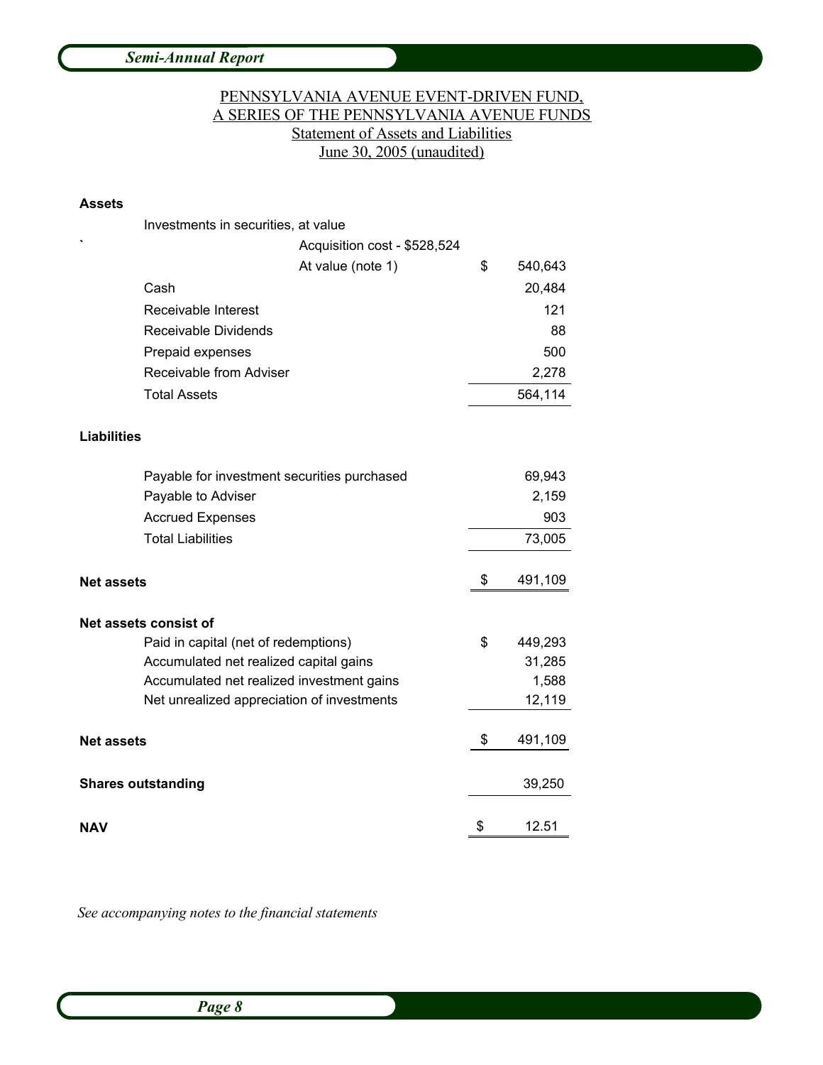# PENNSYLVANIA AVENUE EVENT-DRIVEN FUND,
# A SERIES OF THE PENNSYLVANIA AVENUE FUNDS

## Statement of Assets and Liabilities

## June 30, 2005 (unaudited)

| | | |
|---|---|---|
| **Assets** | | |
| Investments in securities, at value | | |
| Acquisition cost - $528,524 | | |
| At value (note 1) | $ | 540,643 |
| Cash | | 20,484 |
| Receivable Interest | | 121 |
| Receivable Dividends | | 88 |
| Prepaid expenses | | 500 |
| Receivable from Adviser | | 2,278 |
| Total Assets | | 564,114 |
| **Liabilities** | | |
| Payable for investment securities purchased | | 69,943 |
| Payable to Adviser | | 2,159 |
| Accrued Expenses | | 903 |
| Total Liabilities | | 73,005 |
| **Net assets** | $ | 491,109 |
| **Net assets consist of** | | |
| Paid in capital (net of redemptions) | $ | 449,293 |
| Accumulated net realized capital gains | | 31,285 |
| Accumulated net realized investment gains | | 1,588 |
| Net unrealized appreciation of investments | | 12,119 |
| **Net assets** | $ | 491,109 |
| **Shares outstanding** | | 39,250 |
| **NAV** | $ | 12.51 |

*See accompanying notes to the financial statements*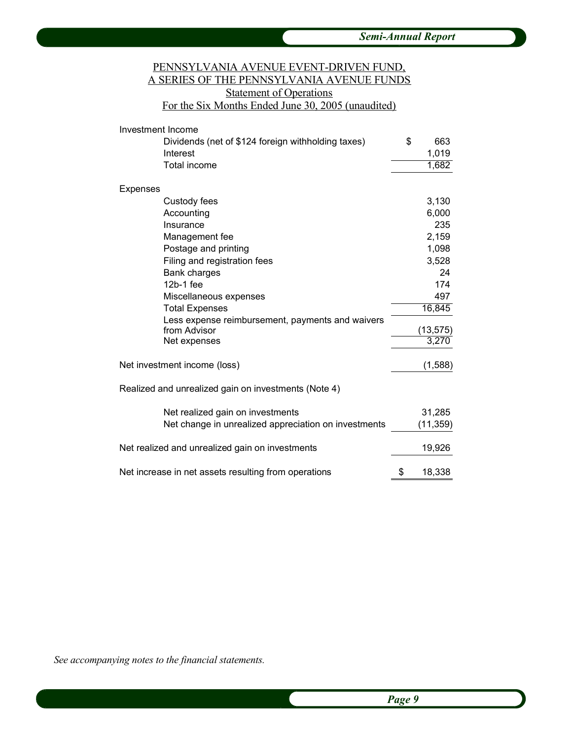PENNSYLVANIA AVENUE EVENT-DRIVEN FUND,
A SERIES OF THE PENNSYLVANIA AVENUE FUNDS
Statement of Operations
For the Six Months Ended June 30, 2005 (unaudited)

| | |
|---|---|
| **Investment Income** | |
| Dividends (net of $124 foreign withholding taxes) | $ 663 |
| Interest | 1,019 |
| Total income | 1,682 |
| **Expenses** | |
| Custody fees | 3,130 |
| Accounting | 6,000 |
| Insurance | 235 |
| Management fee | 2,159 |
| Postage and printing | 1,098 |
| Filing and registration fees | 3,528 |
| Bank charges | 24 |
| 12b-1 fee | 174 |
| Miscellaneous expenses | 497 |
| Total Expenses | 16,845 |
| Less expense reimbursement, payments and waivers from Advisor | (13,575) |
| Net expenses | 3,270 |
| Net investment income (loss) | (1,588) |
| **Realized and unrealized gain on investments (Note 4)** | |
| Net realized gain on investments | 31,285 |
| Net change in unrealized appreciation on investments | (11,359) |
| Net realized and unrealized gain on investments | 19,926 |
| Net increase in net assets resulting from operations | $ 18,338 |

*See accompanying notes to the financial statements.*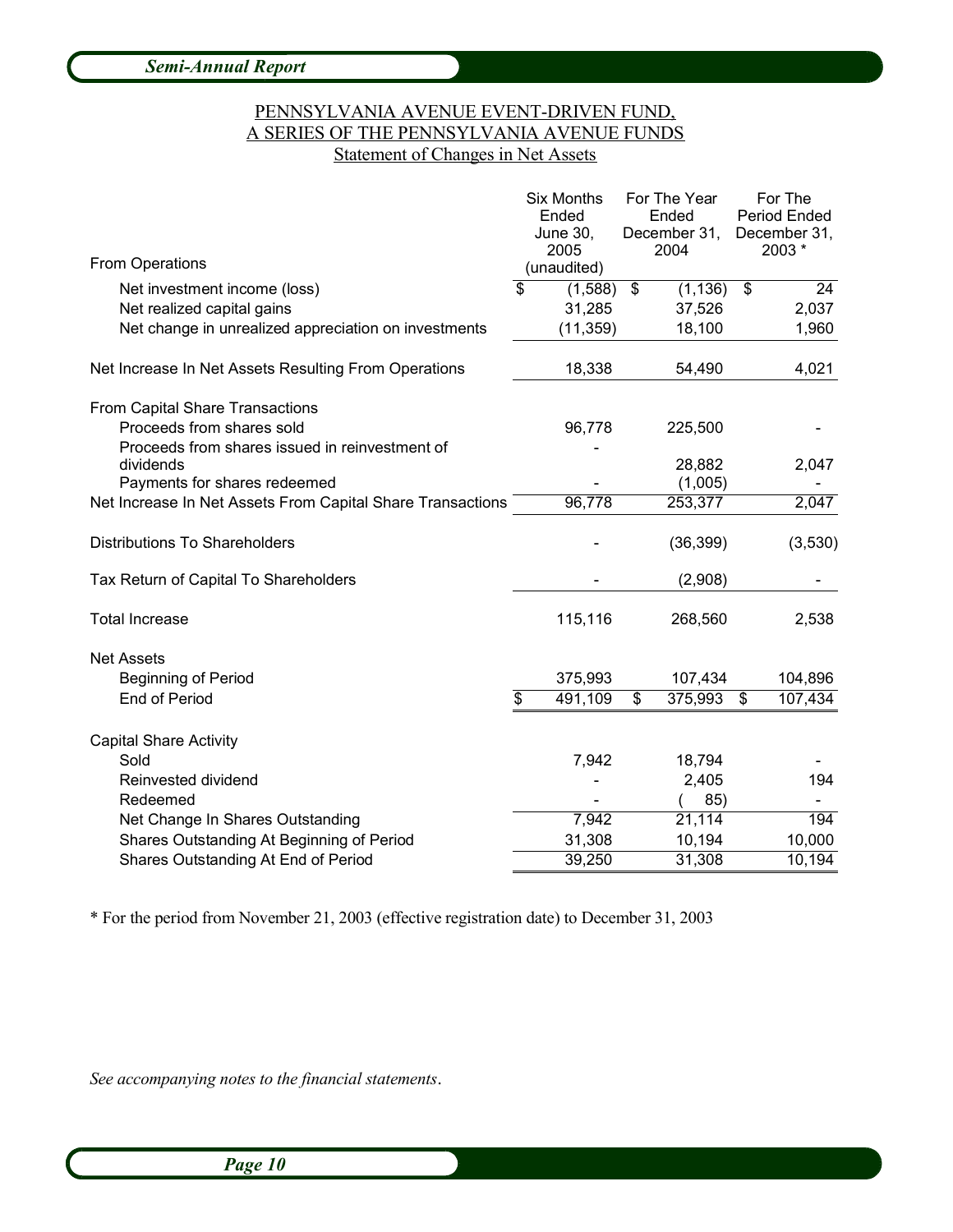PENNSYLVANIA AVENUE EVENT-DRIVEN FUND,
A SERIES OF THE PENNSYLVANIA AVENUE FUNDS
Statement of Changes in Net Assets

| | Six Months Ended June 30, 2005 (unaudited) | For The Year Ended December 31, 2004 | For The Period Ended December 31, 2003 * |
|---|---|---|---|
| **From Operations** | | | |
| Net investment income (loss) | $ (1,588) | $ (1,136) | $ 24 |
| Net realized capital gains | 31,285 | 37,526 | 2,037 |
| Net change in unrealized appreciation on investments | (11,359) | 18,100 | 1,960 |
| Net Increase In Net Assets Resulting From Operations | 18,338 | 54,490 | 4,021 |
| **From Capital Share Transactions** | | | |
| Proceeds from shares sold | 96,778 | 225,500 | - |
| Proceeds from shares issued in reinvestment of dividends | - | 28,882 | 2,047 |
| Payments for shares redeemed | - | (1,005) | - |
| Net Increase In Net Assets From Capital Share Transactions | 96,778 | 253,377 | 2,047 |
| Distributions To Shareholders | - | (36,399) | (3,530) |
| Tax Return of Capital To Shareholders | - | (2,908) | - |
| Total Increase | 115,116 | 268,560 | 2,538 |
| **Net Assets** | | | |
| Beginning of Period | 375,993 | 107,434 | 104,896 |
| End of Period | $ 491,109 | $ 375,993 | $ 107,434 |
| **Capital Share Activity** | | | |
| Sold | 7,942 | 18,794 | - |
| Reinvested dividend | - | 2,405 | 194 |
| Redeemed | - | ( 85) | - |
| Net Change In Shares Outstanding | 7,942 | 21,114 | 194 |
| Shares Outstanding At Beginning of Period | 31,308 | 10,194 | 10,000 |
| Shares Outstanding At End of Period | 39,250 | 31,308 | 10,194 |

\* For the period from November 21, 2003 (effective registration date) to December 31, 2003

*See accompanying notes to the financial statements.*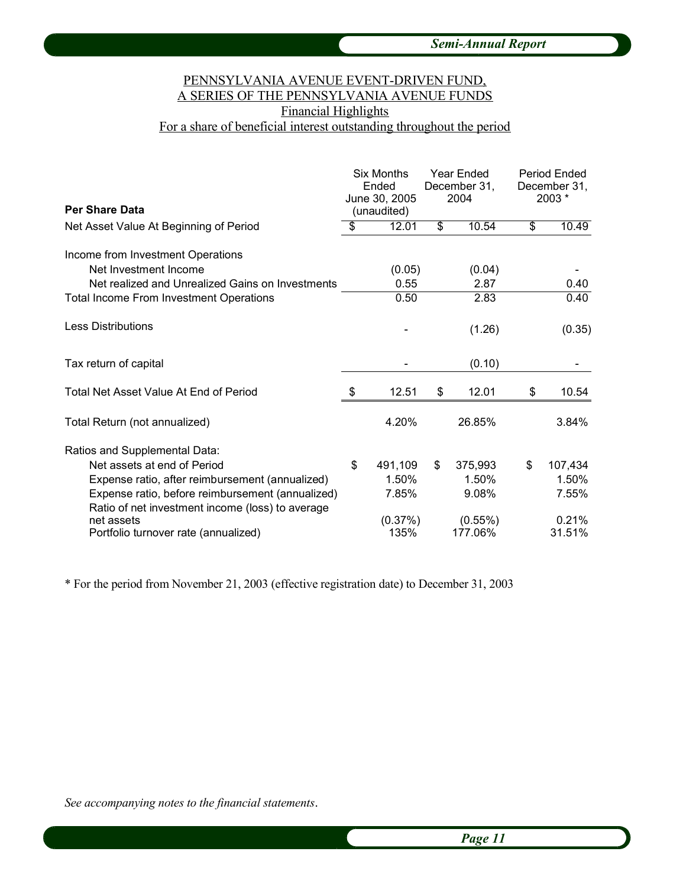PENNSYLVANIA AVENUE EVENT-DRIVEN FUND,
A SERIES OF THE PENNSYLVANIA AVENUE FUNDS
Financial Highlights
For a share of beneficial interest outstanding throughout the period

| Per Share Data | Six Months Ended June 30, 2005 (unaudited) | Year Ended December 31, 2004 | Period Ended December 31, 2003 * |
|---|---|---|---|
| Net Asset Value At Beginning of Period | $ 12.01 | $ 10.54 | $ 10.49 |
| Income from Investment Operations | | | |
| Net Investment Income | (0.05) | (0.04) | - |
| Net realized and Unrealized Gains on Investments | 0.55 | 2.87 | 0.40 |
| Total Income From Investment Operations | 0.50 | 2.83 | 0.40 |
| Less Distributions | - | (1.26) | (0.35) |
| Tax return of capital | - | (0.10) | - |
| Total Net Asset Value At End of Period | $ 12.51 | $ 12.01 | $ 10.54 |
| Total Return (not annualized) | 4.20% | 26.85% | 3.84% |
| Ratios and Supplemental Data: | | | |
| Net assets at end of Period | $ 491,109 | $ 375,993 | $ 107,434 |
| Expense ratio, after reimbursement (annualized) | 1.50% | 1.50% | 1.50% |
| Expense ratio, before reimbursement (annualized) | 7.85% | 9.08% | 7.55% |
| Ratio of net investment income (loss) to average net assets | (0.37%) | (0.55%) | 0.21% |
| Portfolio turnover rate (annualized) | 135% | 177.06% | 31.51% |

* For the period from November 21, 2003 (effective registration date) to December 31, 2003

*See accompanying notes to the financial statements.*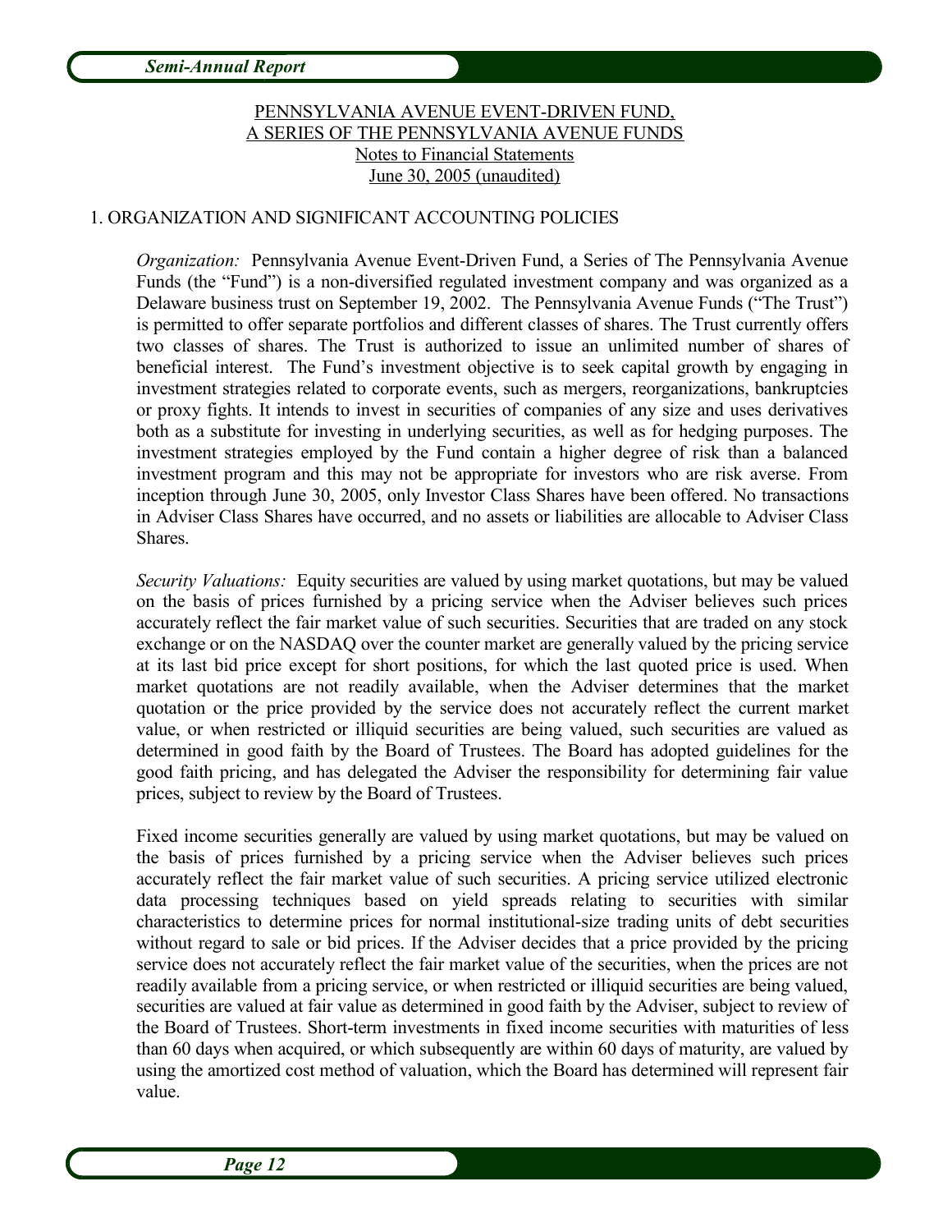PENNSYLVANIA AVENUE EVENT-DRIVEN FUND,
A SERIES OF THE PENNSYLVANIA AVENUE FUNDS
Notes to Financial Statements
June 30, 2005 (unaudited)

1. ORGANIZATION AND SIGNIFICANT ACCOUNTING POLICIES

*Organization:* Pennsylvania Avenue Event-Driven Fund, a Series of The Pennsylvania Avenue Funds (the "Fund") is a non-diversified regulated investment company and was organized as a Delaware business trust on September 19, 2002. The Pennsylvania Avenue Funds ("The Trust") is permitted to offer separate portfolios and different classes of shares. The Trust currently offers two classes of shares. The Trust is authorized to issue an unlimited number of shares of beneficial interest. The Fund's investment objective is to seek capital growth by engaging in investment strategies related to corporate events, such as mergers, reorganizations, bankruptcies or proxy fights. It intends to invest in securities of companies of any size and uses derivatives both as a substitute for investing in underlying securities, as well as for hedging purposes. The investment strategies employed by the Fund contain a higher degree of risk than a balanced investment program and this may not be appropriate for investors who are risk averse. From inception through June 30, 2005, only Investor Class Shares have been offered. No transactions in Adviser Class Shares have occurred, and no assets or liabilities are allocable to Adviser Class Shares.

*Security Valuations:* Equity securities are valued by using market quotations, but may be valued on the basis of prices furnished by a pricing service when the Adviser believes such prices accurately reflect the fair market value of such securities. Securities that are traded on any stock exchange or on the NASDAQ over the counter market are generally valued by the pricing service at its last bid price except for short positions, for which the last quoted price is used. When market quotations are not readily available, when the Adviser determines that the market quotation or the price provided by the service does not accurately reflect the current market value, or when restricted or illiquid securities are being valued, such securities are valued as determined in good faith by the Board of Trustees. The Board has adopted guidelines for the good faith pricing, and has delegated the Adviser the responsibility for determining fair value prices, subject to review by the Board of Trustees.

Fixed income securities generally are valued by using market quotations, but may be valued on the basis of prices furnished by a pricing service when the Adviser believes such prices accurately reflect the fair market value of such securities. A pricing service utilized electronic data processing techniques based on yield spreads relating to securities with similar characteristics to determine prices for normal institutional-size trading units of debt securities without regard to sale or bid prices. If the Adviser decides that a price provided by the pricing service does not accurately reflect the fair market value of the securities, when the prices are not readily available from a pricing service, or when restricted or illiquid securities are being valued, securities are valued at fair value as determined in good faith by the Adviser, subject to review of the Board of Trustees. Short-term investments in fixed income securities with maturities of less than 60 days when acquired, or which subsequently are within 60 days of maturity, are valued by using the amortized cost method of valuation, which the Board has determined will represent fair value.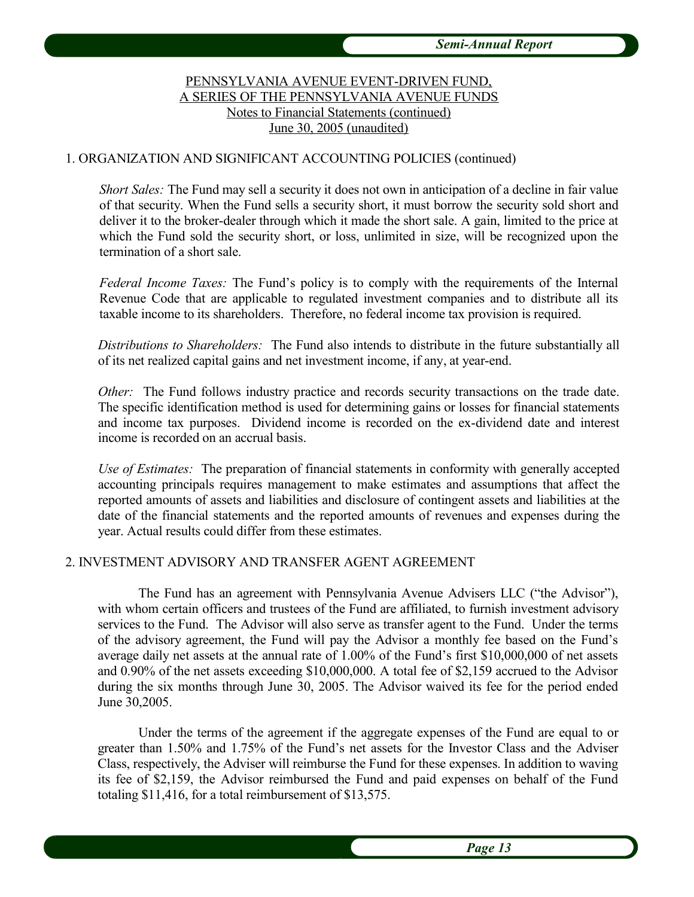PENNSYLVANIA AVENUE EVENT-DRIVEN FUND,
A SERIES OF THE PENNSYLVANIA AVENUE FUNDS
Notes to Financial Statements (continued)
June 30, 2005 (unaudited)

1. ORGANIZATION AND SIGNIFICANT ACCOUNTING POLICIES (continued)

*Short Sales:* The Fund may sell a security it does not own in anticipation of a decline in fair value of that security. When the Fund sells a security short, it must borrow the security sold short and deliver it to the broker-dealer through which it made the short sale. A gain, limited to the price at which the Fund sold the security short, or loss, unlimited in size, will be recognized upon the termination of a short sale.

*Federal Income Taxes:* The Fund's policy is to comply with the requirements of the Internal Revenue Code that are applicable to regulated investment companies and to distribute all its taxable income to its shareholders. Therefore, no federal income tax provision is required.

*Distributions to Shareholders:* The Fund also intends to distribute in the future substantially all of its net realized capital gains and net investment income, if any, at year-end.

*Other:* The Fund follows industry practice and records security transactions on the trade date. The specific identification method is used for determining gains or losses for financial statements and income tax purposes. Dividend income is recorded on the ex-dividend date and interest income is recorded on an accrual basis.

*Use of Estimates:* The preparation of financial statements in conformity with generally accepted accounting principals requires management to make estimates and assumptions that affect the reported amounts of assets and liabilities and disclosure of contingent assets and liabilities at the date of the financial statements and the reported amounts of revenues and expenses during the year. Actual results could differ from these estimates.

2. INVESTMENT ADVISORY AND TRANSFER AGENT AGREEMENT

The Fund has an agreement with Pennsylvania Avenue Advisers LLC ("the Advisor"), with whom certain officers and trustees of the Fund are affiliated, to furnish investment advisory services to the Fund. The Advisor will also serve as transfer agent to the Fund. Under the terms of the advisory agreement, the Fund will pay the Advisor a monthly fee based on the Fund's average daily net assets at the annual rate of 1.00% of the Fund's first $10,000,000 of net assets and 0.90% of the net assets exceeding $10,000,000. A total fee of $2,159 accrued to the Advisor during the six months through June 30, 2005. The Advisor waived its fee for the period ended June 30,2005.

Under the terms of the agreement if the aggregate expenses of the Fund are equal to or greater than 1.50% and 1.75% of the Fund's net assets for the Investor Class and the Adviser Class, respectively, the Adviser will reimburse the Fund for these expenses. In addition to waving its fee of $2,159, the Advisor reimbursed the Fund and paid expenses on behalf of the Fund totaling $11,416, for a total reimbursement of $13,575.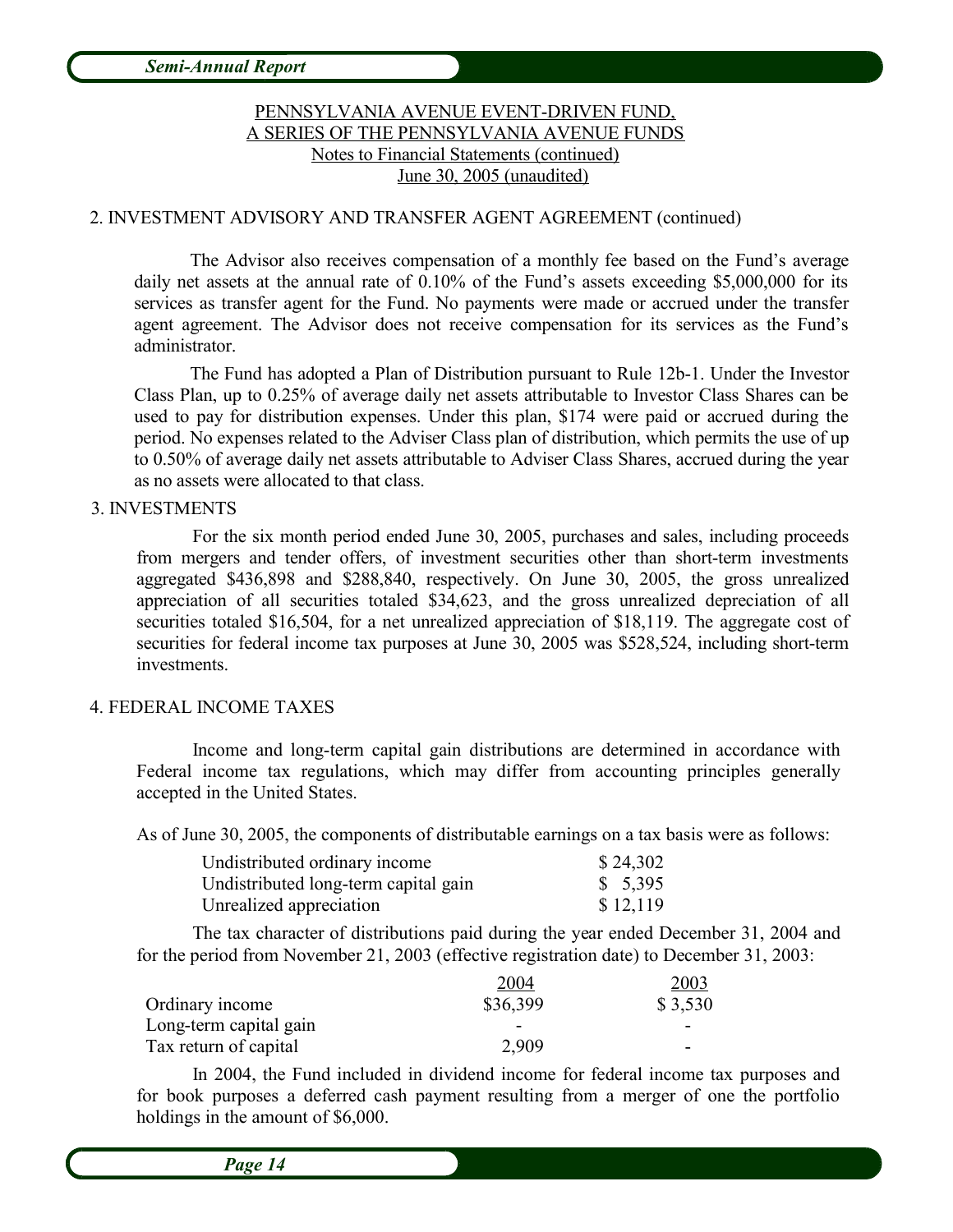PENNSYLVANIA AVENUE EVENT-DRIVEN FUND,
A SERIES OF THE PENNSYLVANIA AVENUE FUNDS
Notes to Financial Statements (continued)
June 30, 2005 (unaudited)

## 2. INVESTMENT ADVISORY AND TRANSFER AGENT AGREEMENT (continued)

The Advisor also receives compensation of a monthly fee based on the Fund's average daily net assets at the annual rate of 0.10% of the Fund's assets exceeding $5,000,000 for its services as transfer agent for the Fund. No payments were made or accrued under the transfer agent agreement. The Advisor does not receive compensation for its services as the Fund's administrator.

The Fund has adopted a Plan of Distribution pursuant to Rule 12b-1. Under the Investor Class Plan, up to 0.25% of average daily net assets attributable to Investor Class Shares can be used to pay for distribution expenses. Under this plan, $174 were paid or accrued during the period. No expenses related to the Adviser Class plan of distribution, which permits the use of up to 0.50% of average daily net assets attributable to Adviser Class Shares, accrued during the year as no assets were allocated to that class.

## 3. INVESTMENTS

For the six month period ended June 30, 2005, purchases and sales, including proceeds from mergers and tender offers, of investment securities other than short-term investments aggregated $436,898 and $288,840, respectively. On June 30, 2005, the gross unrealized appreciation of all securities totaled $34,623, and the gross unrealized depreciation of all securities totaled $16,504, for a net unrealized appreciation of $18,119. The aggregate cost of securities for federal income tax purposes at June 30, 2005 was $528,524, including short-term investments.

## 4. FEDERAL INCOME TAXES

Income and long-term capital gain distributions are determined in accordance with Federal income tax regulations, which may differ from accounting principles generally accepted in the United States.

As of June 30, 2005, the components of distributable earnings on a tax basis were as follows:

| | |
|---|---|
| Undistributed ordinary income | $ 24,302 |
| Undistributed long-term capital gain | $ 5,395 |
| Unrealized appreciation | $ 12,119 |

The tax character of distributions paid during the year ended December 31, 2004 and for the period from November 21, 2003 (effective registration date) to December 31, 2003:

| | 2004 | 2003 |
|---|---|---|
| Ordinary income | $36,399 | $ 3,530 |
| Long-term capital gain | - | - |
| Tax return of capital | 2,909 | - |

In 2004, the Fund included in dividend income for federal income tax purposes and for book purposes a deferred cash payment resulting from a merger of one the portfolio holdings in the amount of $6,000.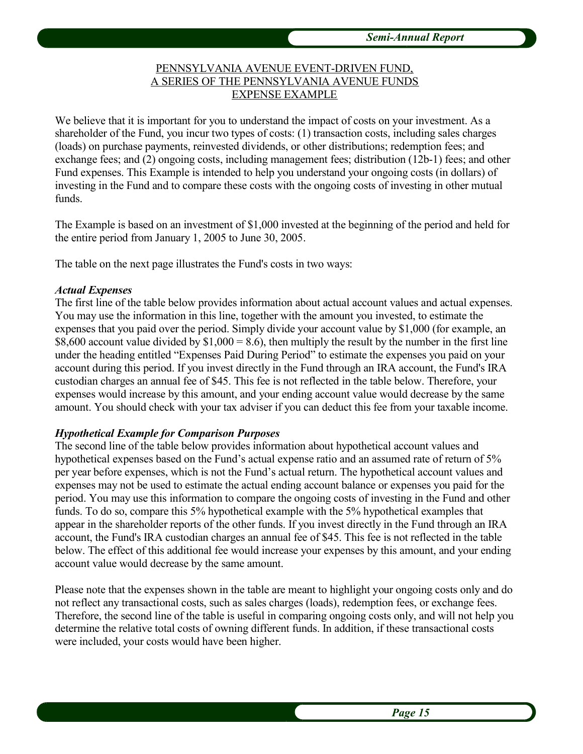PENNSYLVANIA AVENUE EVENT-DRIVEN FUND,
A SERIES OF THE PENNSYLVANIA AVENUE FUNDS
EXPENSE EXAMPLE

We believe that it is important for you to understand the impact of costs on your investment. As a shareholder of the Fund, you incur two types of costs: (1) transaction costs, including sales charges (loads) on purchase payments, reinvested dividends, or other distributions; redemption fees; and exchange fees; and (2) ongoing costs, including management fees; distribution (12b-1) fees; and other Fund expenses. This Example is intended to help you understand your ongoing costs (in dollars) of investing in the Fund and to compare these costs with the ongoing costs of investing in other mutual funds.

The Example is based on an investment of $1,000 invested at the beginning of the period and held for the entire period from January 1, 2005 to June 30, 2005.

The table on the next page illustrates the Fund's costs in two ways:

***Actual Expenses***

The first line of the table below provides information about actual account values and actual expenses. You may use the information in this line, together with the amount you invested, to estimate the expenses that you paid over the period. Simply divide your account value by $1,000 (for example, an $8,600 account value divided by $1,000 = 8.6), then multiply the result by the number in the first line under the heading entitled "Expenses Paid During Period" to estimate the expenses you paid on your account during this period. If you invest directly in the Fund through an IRA account, the Fund's IRA custodian charges an annual fee of $45. This fee is not reflected in the table below. Therefore, your expenses would increase by this amount, and your ending account value would decrease by the same amount. You should check with your tax adviser if you can deduct this fee from your taxable income.

***Hypothetical Example for Comparison Purposes***

The second line of the table below provides information about hypothetical account values and hypothetical expenses based on the Fund's actual expense ratio and an assumed rate of return of 5% per year before expenses, which is not the Fund's actual return. The hypothetical account values and expenses may not be used to estimate the actual ending account balance or expenses you paid for the period. You may use this information to compare the ongoing costs of investing in the Fund and other funds. To do so, compare this 5% hypothetical example with the 5% hypothetical examples that appear in the shareholder reports of the other funds. If you invest directly in the Fund through an IRA account, the Fund's IRA custodian charges an annual fee of $45. This fee is not reflected in the table below. The effect of this additional fee would increase your expenses by this amount, and your ending account value would decrease by the same amount.

Please note that the expenses shown in the table are meant to highlight your ongoing costs only and do not reflect any transactional costs, such as sales charges (loads), redemption fees, or exchange fees. Therefore, the second line of the table is useful in comparing ongoing costs only, and will not help you determine the relative total costs of owning different funds. In addition, if these transactional costs were included, your costs would have been higher.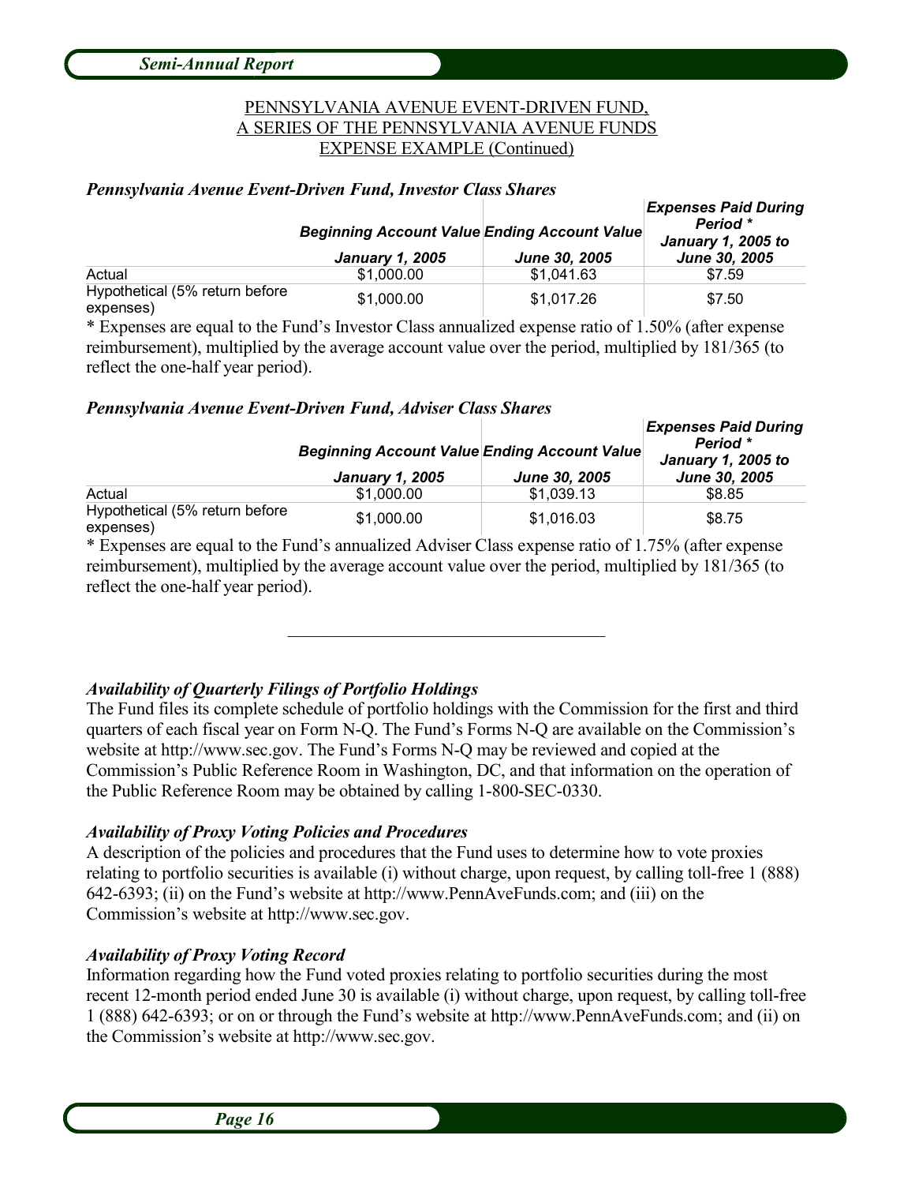PENNSYLVANIA AVENUE EVENT-DRIVEN FUND,
A SERIES OF THE PENNSYLVANIA AVENUE FUNDS
EXPENSE EXAMPLE (Continued)

***Pennsylvania Avenue Event-Driven Fund, Investor Class Shares***

| | *Beginning Account Value* *January 1, 2005* | *Ending Account Value* *June 30, 2005* | *Expenses Paid During Period ** *January 1, 2005 to June 30, 2005* |
|---|---|---|---|
| Actual | $1,000.00 | $1,041.63 | $7.59 |
| Hypothetical (5% return before expenses) | $1,000.00 | $1,017.26 | $7.50 |

* Expenses are equal to the Fund's Investor Class annualized expense ratio of 1.50% (after expense reimbursement), multiplied by the average account value over the period, multiplied by 181/365 (to reflect the one-half year period).

***Pennsylvania Avenue Event-Driven Fund, Adviser Class Shares***

| | *Beginning Account Value* *January 1, 2005* | *Ending Account Value* *June 30, 2005* | *Expenses Paid During Period ** *January 1, 2005 to June 30, 2005* |
|---|---|---|---|
| Actual | $1,000.00 | $1,039.13 | $8.85 |
| Hypothetical (5% return before expenses) | $1,000.00 | $1,016.03 | $8.75 |

* Expenses are equal to the Fund's annualized Adviser Class expense ratio of 1.75% (after expense reimbursement), multiplied by the average account value over the period, multiplied by 181/365 (to reflect the one-half year period).

---

***Availability of Quarterly Filings of Portfolio Holdings***

The Fund files its complete schedule of portfolio holdings with the Commission for the first and third quarters of each fiscal year on Form N-Q. The Fund's Forms N-Q are available on the Commission's website at http://www.sec.gov. The Fund's Forms N-Q may be reviewed and copied at the Commission's Public Reference Room in Washington, DC, and that information on the operation of the Public Reference Room may be obtained by calling 1-800-SEC-0330.

***Availability of Proxy Voting Policies and Procedures***

A description of the policies and procedures that the Fund uses to determine how to vote proxies relating to portfolio securities is available (i) without charge, upon request, by calling toll-free 1 (888) 642-6393; (ii) on the Fund's website at http://www.PennAveFunds.com; and (iii) on the Commission's website at http://www.sec.gov.

***Availability of Proxy Voting Record***

Information regarding how the Fund voted proxies relating to portfolio securities during the most recent 12-month period ended June 30 is available (i) without charge, upon request, by calling toll-free 1 (888) 642-6393; or on or through the Fund's website at http://www.PennAveFunds.com; and (ii) on the Commission's website at http://www.sec.gov.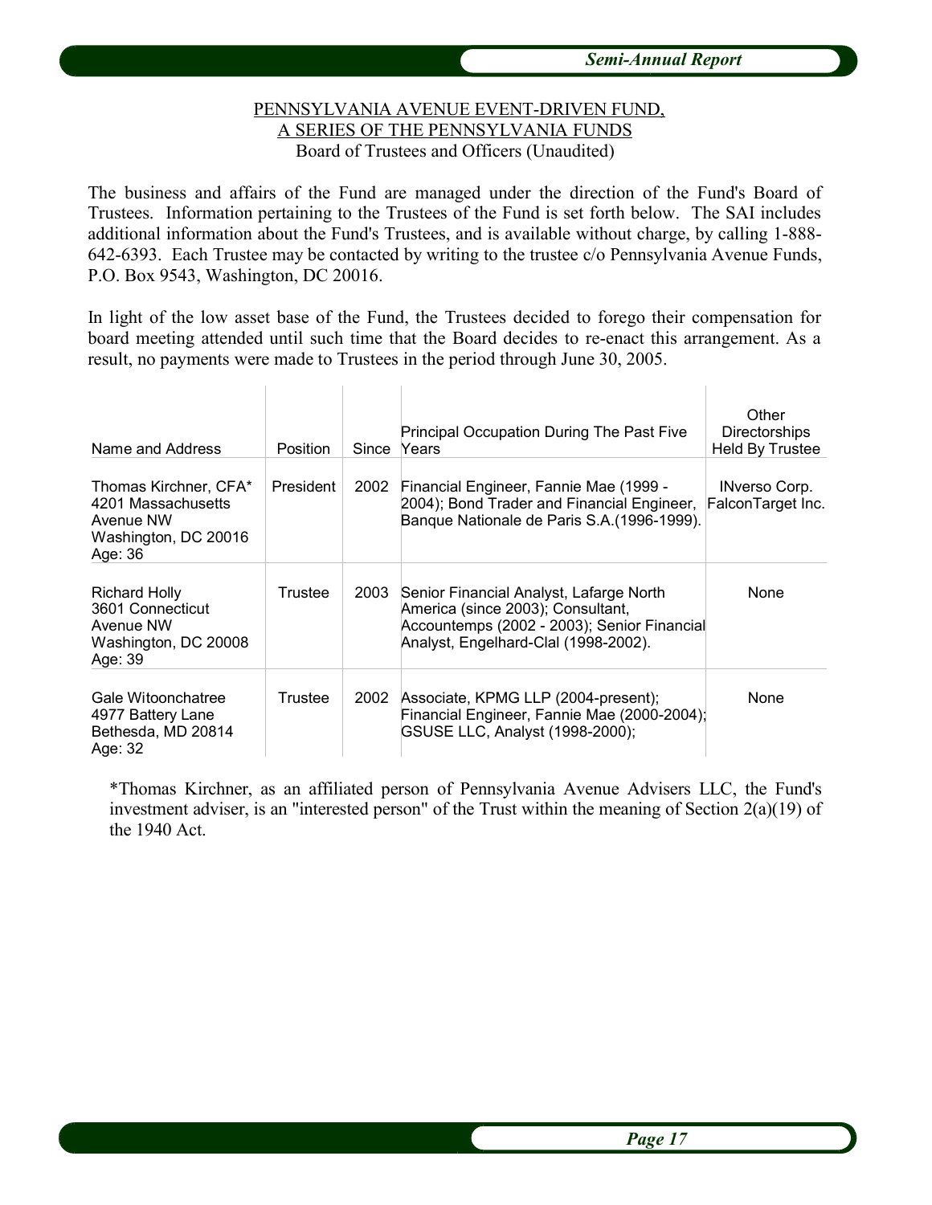PENNSYLVANIA AVENUE EVENT-DRIVEN FUND,
A SERIES OF THE PENNSYLVANIA FUNDS
Board of Trustees and Officers (Unaudited)

The business and affairs of the Fund are managed under the direction of the Fund's Board of Trustees. Information pertaining to the Trustees of the Fund is set forth below. The SAI includes additional information about the Fund's Trustees, and is available without charge, by calling 1-888-642-6393. Each Trustee may be contacted by writing to the trustee c/o Pennsylvania Avenue Funds, P.O. Box 9543, Washington, DC 20016.

In light of the low asset base of the Fund, the Trustees decided to forego their compensation for board meeting attended until such time that the Board decides to re-enact this arrangement. As a result, no payments were made to Trustees in the period through June 30, 2005.

| Name and Address | Position | Since | Principal Occupation During The Past Five Years | Other Directorships Held By Trustee |
|---|---|---|---|---|
| Thomas Kirchner, CFA* 4201 Massachusetts Avenue NW Washington, DC 20016 Age: 36 | President | 2002 | Financial Engineer, Fannie Mae (1999 - 2004); Bond Trader and Financial Engineer, Banque Nationale de Paris S.A.(1996-1999). | INverso Corp. FalconTarget Inc. |
| Richard Holly 3601 Connecticut Avenue NW Washington, DC 20008 Age: 39 | Trustee | 2003 | Senior Financial Analyst, Lafarge North America (since 2003); Consultant, Accountemps (2002 - 2003); Senior Financial Analyst, Engelhard-Clal (1998-2002). | None |
| Gale Witoonchatree 4977 Battery Lane Bethesda, MD 20814 Age: 32 | Trustee | 2002 | Associate, KPMG LLP (2004-present); Financial Engineer, Fannie Mae (2000-2004); GSUSE LLC, Analyst (1998-2000); | None |

*Thomas Kirchner, as an affiliated person of Pennsylvania Avenue Advisers LLC, the Fund's investment adviser, is an "interested person" of the Trust within the meaning of Section 2(a)(19) of the 1940 Act.